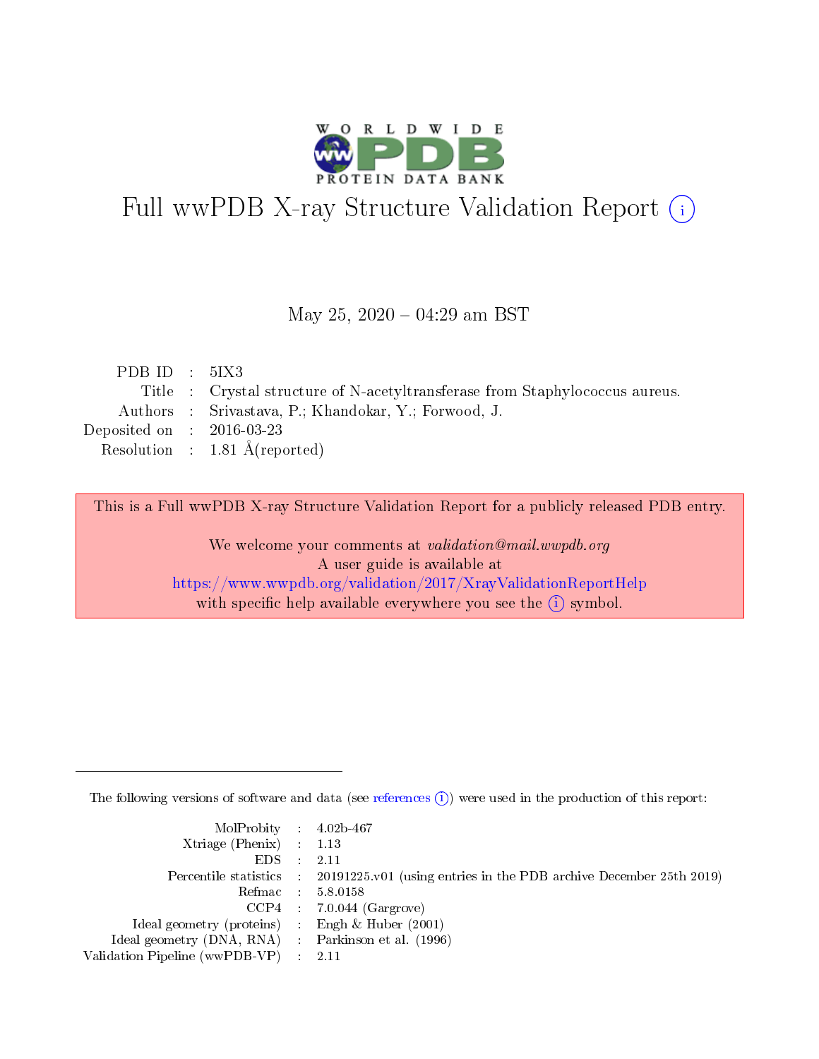# Full wwPDB X-ray Structure Validation Report ⓘ

May 25, 2020 – 04:29 am BST

| | | |
|---|---|---|
| PDB ID | : | 5IX3 |
| Title | : | Crystal structure of N-acetyltransferase from Staphylococcus aureus. |
| Authors | : | Srivastava, P.; Khandokar, Y.; Forwood, J. |
| Deposited on | : | 2016-03-23 |
| Resolution | : | 1.81 Å(reported) |

This is a Full wwPDB X-ray Structure Validation Report for a publicly released PDB entry.

We welcome your comments at *validation@mail.wwpdb.org*
A user guide is available at
https://www.wwpdb.org/validation/2017/XrayValidationReportHelp
with specific help available everywhere you see the ⓘ symbol.

The following versions of software and data (see references ⓘ) were used in the production of this report:

| | | |
|---|---|---|
| MolProbity | : | 4.02b-467 |
| Xtriage (Phenix) | : | 1.13 |
| EDS | : | 2.11 |
| Percentile statistics | : | 20191225.v01 (using entries in the PDB archive December 25th 2019) |
| Refmac | : | 5.8.0158 |
| CCP4 | : | 7.0.044 (Gargrove) |
| Ideal geometry (proteins) | : | Engh & Huber (2001) |
| Ideal geometry (DNA, RNA) | : | Parkinson et al. (1996) |
| Validation Pipeline (wwPDB-VP) | : | 2.11 |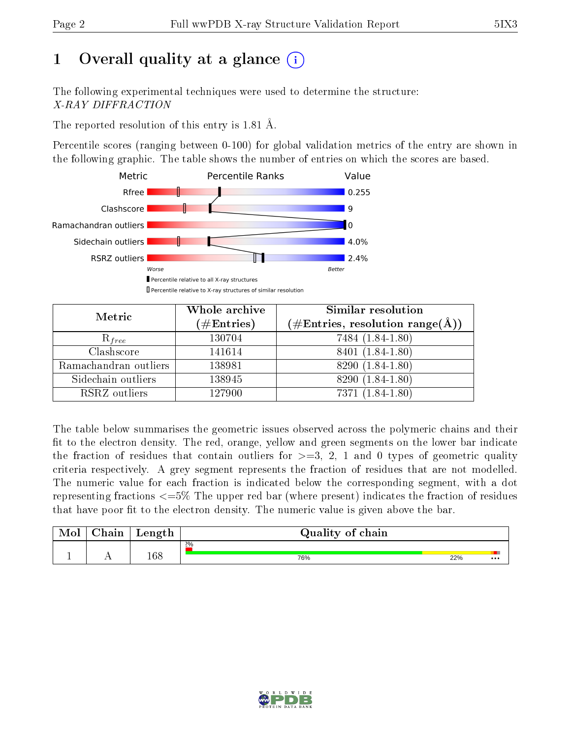# 1 Overall quality at a glance

The following experimental techniques were used to determine the structure:
*X-RAY DIFFRACTION*

The reported resolution of this entry is 1.81 Å.

Percentile scores (ranging between 0-100) for global validation metrics of the entry are shown in the following graphic. The table shows the number of entries on which the scores are based.

| Metric | Value |
|---|---|
| Rfree | 0.255 |
| Clashscore | 9 |
| Ramachandran outliers | 0 |
| Sidechain outliers | 4.0% |
| RSRZ outliers | 2.4% |

| Metric | Whole archive (#Entries) | Similar resolution (#Entries, resolution range(Å)) |
|---|---|---|
| $R_{free}$ | 130704 | 7484 (1.84-1.80) |
| Clashscore | 141614 | 8401 (1.84-1.80) |
| Ramachandran outliers | 138981 | 8290 (1.84-1.80) |
| Sidechain outliers | 138945 | 8290 (1.84-1.80) |
| RSRZ outliers | 127900 | 7371 (1.84-1.80) |

The table below summarises the geometric issues observed across the polymeric chains and their fit to the electron density. The red, orange, yellow and green segments on the lower bar indicate the fraction of residues that contain outliers for >=3, 2, 1 and 0 types of geometric quality criteria respectively. A grey segment represents the fraction of residues that are not modelled. The numeric value for each fraction is indicated below the corresponding segment, with a dot representing fractions <=5% The upper red bar (where present) indicates the fraction of residues that have poor fit to the electron density. The numeric value is given above the bar.

| Mol | Chain | Length | Quality of chain |
|---|---|---|---|
| 1 | A | 168 | 2% / 76% / 22% / ••• |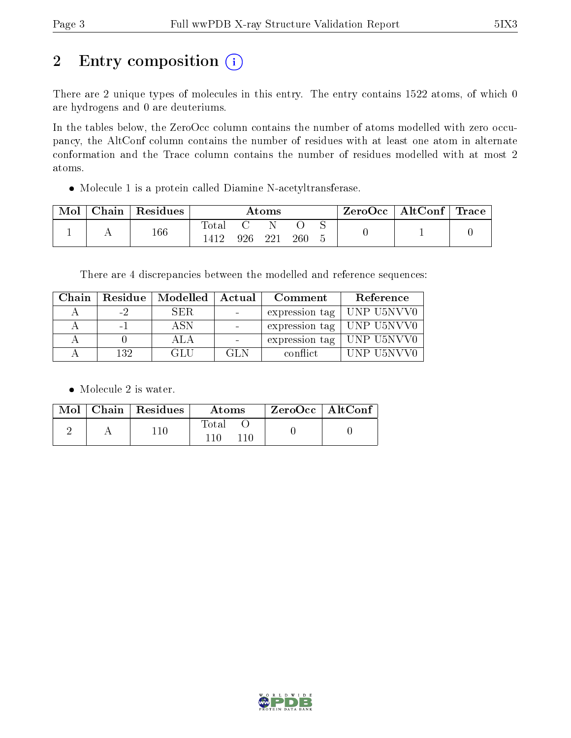# 2 Entry composition (i)

There are 2 unique types of molecules in this entry. The entry contains 1522 atoms, of which 0 are hydrogens and 0 are deuteriums.

In the tables below, the ZeroOcc column contains the number of atoms modelled with zero occupancy, the AltConf column contains the number of residues with at least one atom in alternate conformation and the Trace column contains the number of residues modelled with at most 2 atoms.

- Molecule 1 is a protein called Diamine N-acetyltransferase.

| Mol | Chain | Residues | Atoms | | | | | ZeroOcc | AltConf | Trace |
|---|---|---|---|---|---|---|---|---|---|---|
| | | | Total | C | N | O | S | | | |
| 1 | A | 166 | 1412 | 926 | 221 | 260 | 5 | 0 | 1 | 0 |

There are 4 discrepancies between the modelled and reference sequences:

| Chain | Residue | Modelled | Actual | Comment | Reference |
|---|---|---|---|---|---|
| A | -2 | SER | - | expression tag | UNP U5NVV0 |
| A | -1 | ASN | - | expression tag | UNP U5NVV0 |
| A | 0 | ALA | - | expression tag | UNP U5NVV0 |
| A | 132 | GLU | GLN | conflict | UNP U5NVV0 |

- Molecule 2 is water.

| Mol | Chain | Residues | Atoms | | ZeroOcc | AltConf |
|---|---|---|---|---|---|---|
| | | | Total | O | | |
| 2 | A | 110 | 110 | 110 | 0 | 0 |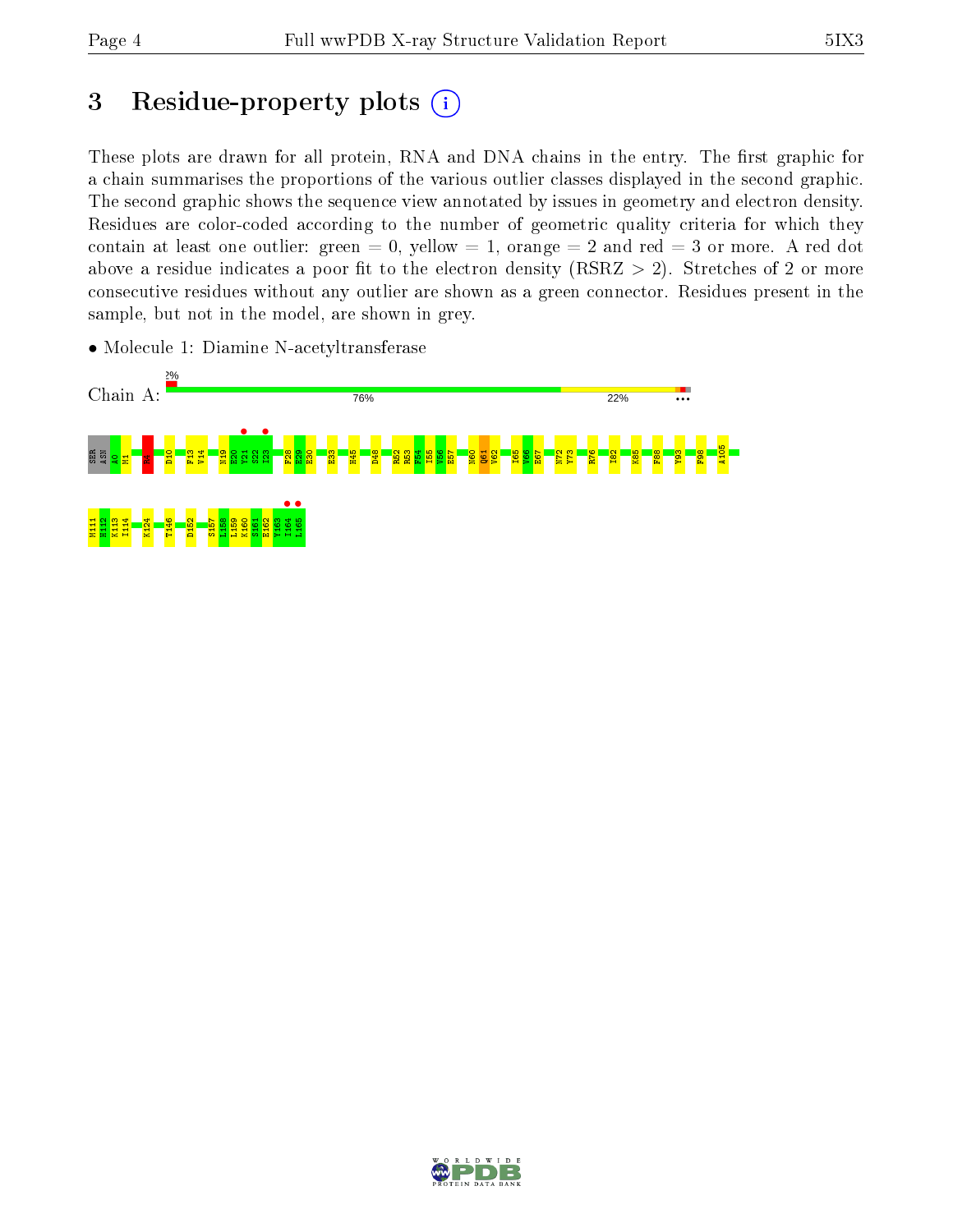# 3 Residue-property plots

These plots are drawn for all protein, RNA and DNA chains in the entry. The first graphic for a chain summarises the proportions of the various outlier classes displayed in the second graphic. The second graphic shows the sequence view annotated by issues in geometry and electron density. Residues are color-coded according to the number of geometric quality criteria for which they contain at least one outlier: green = 0, yellow = 1, orange = 2 and red = 3 or more. A red dot above a residue indicates a poor fit to the electron density (RSRZ > 2). Stretches of 2 or more consecutive residues without any outlier are shown as a green connector. Residues present in the sample, but not in the model, are shown in grey.

- Molecule 1: Diamine N-acetyltransferase

Chain A: 2% | 76% | 22%

SER ASN A0 M1 H5 D10 F13 V14 N19 E20 V21 S22 I23 F28 E29 E30 E33 H45 D48 R52 R53 F54 I55 V56 E57 N60 Q61 V62 I65 V66 E67 N72 Y73 R76 I82 K85 F88 Y93 F98 A105 M111 H112 K113 I114 K124 T146 D152 S157 L158 L159 K160 S161 E162 Y163 I164 L165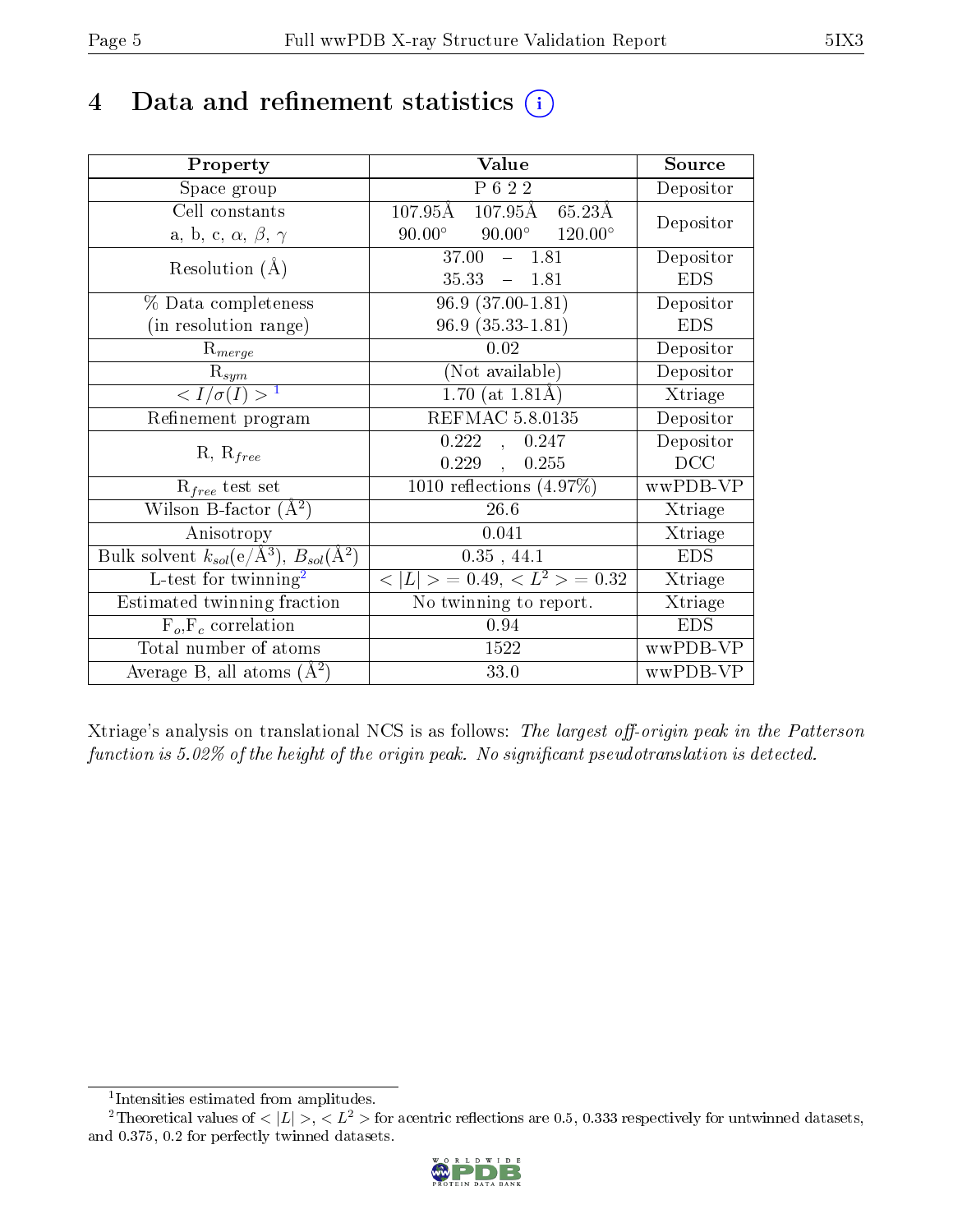# 4 Data and refinement statistics (i)

| Property | Value | Source |
|---|---|---|
| Space group | P 6 2 2 | Depositor |
| Cell constants<br>a, b, c, $\alpha$, $\beta$, $\gamma$ | 107.95Å 107.95Å 65.23Å<br>90.00° 90.00° 120.00° | Depositor |
| Resolution (Å) | 37.00 – 1.81<br>35.33 – 1.81 | Depositor<br>EDS |
| % Data completeness<br>(in resolution range) | 96.9 (37.00-1.81)<br>96.9 (35.33-1.81) | Depositor<br>EDS |
| $R_{merge}$ | 0.02 | Depositor |
| $R_{sym}$ | (Not available) | Depositor |
| $< I/\sigma(I) >$ [1] | 1.70 (at 1.81Å) | Xtriage |
| Refinement program | REFMAC 5.8.0135 | Depositor |
| R, $R_{free}$ | 0.222 , 0.247<br>0.229 , 0.255 | Depositor<br>DCC |
| $R_{free}$ test set | 1010 reflections (4.97%) | wwPDB-VP |
| Wilson B-factor (Å$^2$) | 26.6 | Xtriage |
| Anisotropy | 0.041 | Xtriage |
| Bulk solvent $k_{sol}$(e/Å$^3$), $B_{sol}$(Å$^2$) | 0.35 , 44.1 | EDS |
| L-test for twinning[2] | $< \|L\| >$ = 0.49, $< L^2 >$ = 0.32 | Xtriage |
| Estimated twinning fraction | No twinning to report. | Xtriage |
| $F_o$,$F_c$ correlation | 0.94 | EDS |
| Total number of atoms | 1522 | wwPDB-VP |
| Average B, all atoms (Å$^2$) | 33.0 | wwPDB-VP |

Xtriage's analysis on translational NCS is as follows: *The largest off-origin peak in the Patterson function is 5.02% of the height of the origin peak. No significant pseudotranslation is detected.*

[1] Intensities estimated from amplitudes.
[2] Theoretical values of $< |L| >$, $< L^2 >$ for acentric reflections are 0.5, 0.333 respectively for untwinned datasets, and 0.375, 0.2 for perfectly twinned datasets.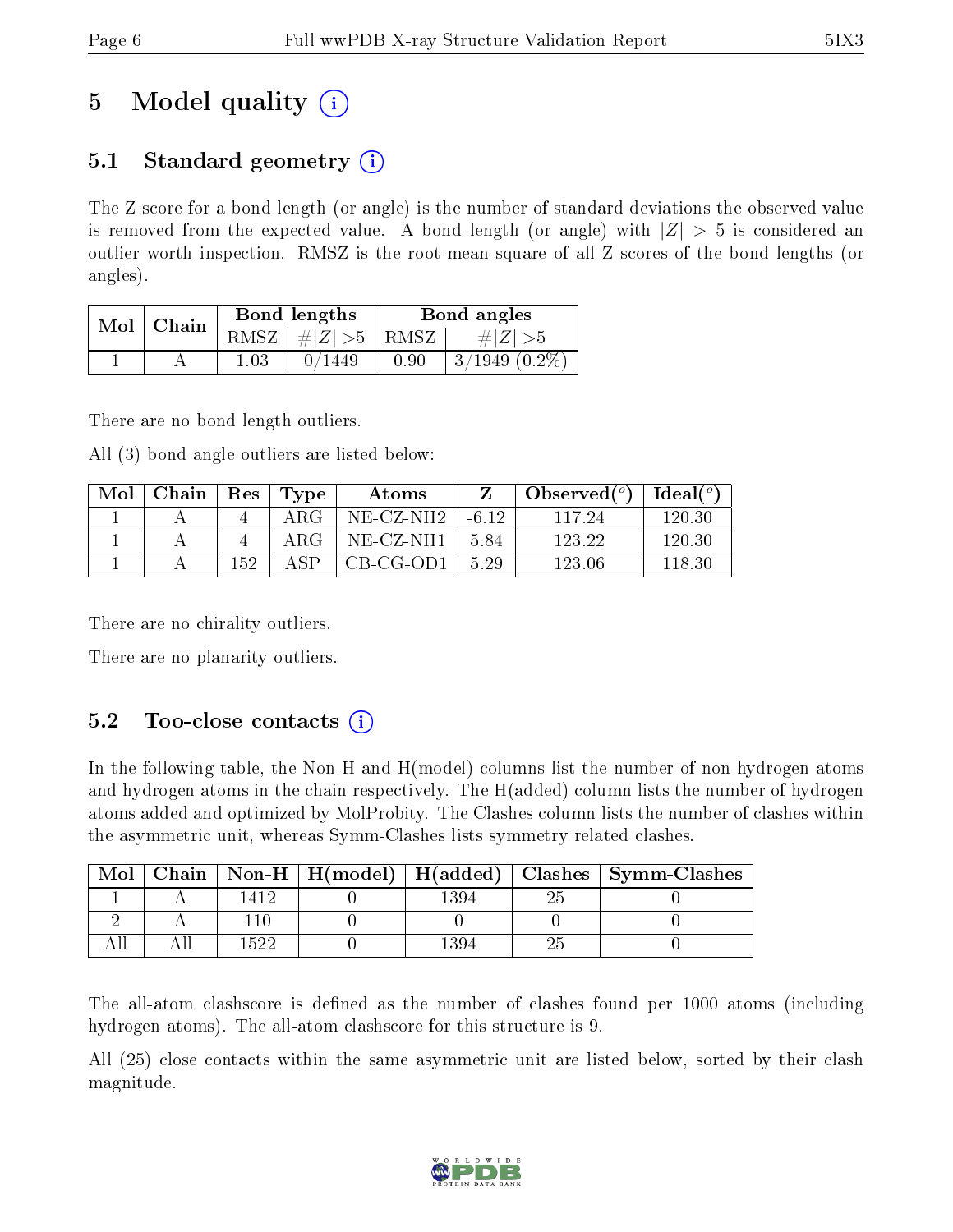# 5 Model quality (i)

## 5.1 Standard geometry (i)

The Z score for a bond length (or angle) is the number of standard deviations the observed value is removed from the expected value. A bond length (or angle) with $|Z| > 5$ is considered an outlier worth inspection. RMSZ is the root-mean-square of all Z scores of the bond lengths (or angles).

| Mol | Chain | Bond lengths | | Bond angles | |
|---|---|---|---|---|---|
| | | RMSZ | $\#|Z| > 5$ | RMSZ | $\#|Z| > 5$ |
| 1 | A | 1.03 | 0/1449 | 0.90 | 3/1949 (0.2%) |

There are no bond length outliers.

All (3) bond angle outliers are listed below:

| Mol | Chain | Res | Type | Atoms | Z | Observed($^o$) | Ideal($^o$) |
|---|---|---|---|---|---|---|---|
| 1 | A | 4 | ARG | NE-CZ-NH2 | -6.12 | 117.24 | 120.30 |
| 1 | A | 4 | ARG | NE-CZ-NH1 | 5.84 | 123.22 | 120.30 |
| 1 | A | 152 | ASP | CB-CG-OD1 | 5.29 | 123.06 | 118.30 |

There are no chirality outliers.

There are no planarity outliers.

## 5.2 Too-close contacts (i)

In the following table, the Non-H and H(model) columns list the number of non-hydrogen atoms and hydrogen atoms in the chain respectively. The H(added) column lists the number of hydrogen atoms added and optimized by MolProbity. The Clashes column lists the number of clashes within the asymmetric unit, whereas Symm-Clashes lists symmetry related clashes.

| Mol | Chain | Non-H | H(model) | H(added) | Clashes | Symm-Clashes |
|---|---|---|---|---|---|---|
| 1 | A | 1412 | 0 | 1394 | 25 | 0 |
| 2 | A | 110 | 0 | 0 | 0 | 0 |
| All | All | 1522 | 0 | 1394 | 25 | 0 |

The all-atom clashscore is defined as the number of clashes found per 1000 atoms (including hydrogen atoms). The all-atom clashscore for this structure is 9.

All (25) close contacts within the same asymmetric unit are listed below, sorted by their clash magnitude.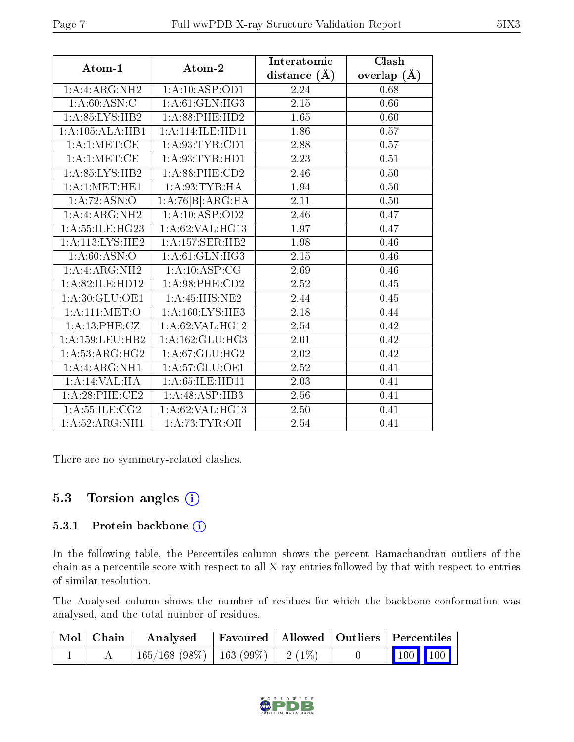| Atom-1 | Atom-2 | Interatomic distance (Å) | Clash overlap (Å) |
|---|---|---|---|
| 1:A:4:ARG:NH2 | 1:A:10:ASP:OD1 | 2.24 | 0.68 |
| 1:A:60:ASN:C | 1:A:61:GLN:HG3 | 2.15 | 0.66 |
| 1:A:85:LYS:HB2 | 1:A:88:PHE:HD2 | 1.65 | 0.60 |
| 1:A:105:ALA:HB1 | 1:A:114:ILE:HD11 | 1.86 | 0.57 |
| 1:A:1:MET:CE | 1:A:93:TYR:CD1 | 2.88 | 0.57 |
| 1:A:1:MET:CE | 1:A:93:TYR:HD1 | 2.23 | 0.51 |
| 1:A:85:LYS:HB2 | 1:A:88:PHE:CD2 | 2.46 | 0.50 |
| 1:A:1:MET:HE1 | 1:A:93:TYR:HA | 1.94 | 0.50 |
| 1:A:72:ASN:O | 1:A:76[B]:ARG:HA | 2.11 | 0.50 |
| 1:A:4:ARG:NH2 | 1:A:10:ASP:OD2 | 2.46 | 0.47 |
| 1:A:55:ILE:HG23 | 1:A:62:VAL:HG13 | 1.97 | 0.47 |
| 1:A:113:LYS:HE2 | 1:A:157:SER:HB2 | 1.98 | 0.46 |
| 1:A:60:ASN:O | 1:A:61:GLN:HG3 | 2.15 | 0.46 |
| 1:A:4:ARG:NH2 | 1:A:10:ASP:CG | 2.69 | 0.46 |
| 1:A:82:ILE:HD12 | 1:A:98:PHE:CD2 | 2.52 | 0.45 |
| 1:A:30:GLU:OE1 | 1:A:45:HIS:NE2 | 2.44 | 0.45 |
| 1:A:111:MET:O | 1:A:160:LYS:HE3 | 2.18 | 0.44 |
| 1:A:13:PHE:CZ | 1:A:62:VAL:HG12 | 2.54 | 0.42 |
| 1:A:159:LEU:HB2 | 1:A:162:GLU:HG3 | 2.01 | 0.42 |
| 1:A:53:ARG:HG2 | 1:A:67:GLU:HG2 | 2.02 | 0.42 |
| 1:A:4:ARG:NH1 | 1:A:57:GLU:OE1 | 2.52 | 0.41 |
| 1:A:14:VAL:HA | 1:A:65:ILE:HD11 | 2.03 | 0.41 |
| 1:A:28:PHE:CE2 | 1:A:48:ASP:HB3 | 2.56 | 0.41 |
| 1:A:55:ILE:CG2 | 1:A:62:VAL:HG13 | 2.50 | 0.41 |
| 1:A:52:ARG:NH1 | 1:A:73:TYR:OH | 2.54 | 0.41 |

There are no symmetry-related clashes.

## 5.3 Torsion angles (i)

### 5.3.1 Protein backbone (i)

In the following table, the Percentiles column shows the percent Ramachandran outliers of the chain as a percentile score with respect to all X-ray entries followed by that with respect to entries of similar resolution.

The Analysed column shows the number of residues for which the backbone conformation was analysed, and the total number of residues.

| Mol | Chain | Analysed | Favoured | Allowed | Outliers | Percentiles |
|---|---|---|---|---|---|---|
| 1 | A | 165/168 (98%) | 163 (99%) | 2 (1%) | 0 | 100 100 |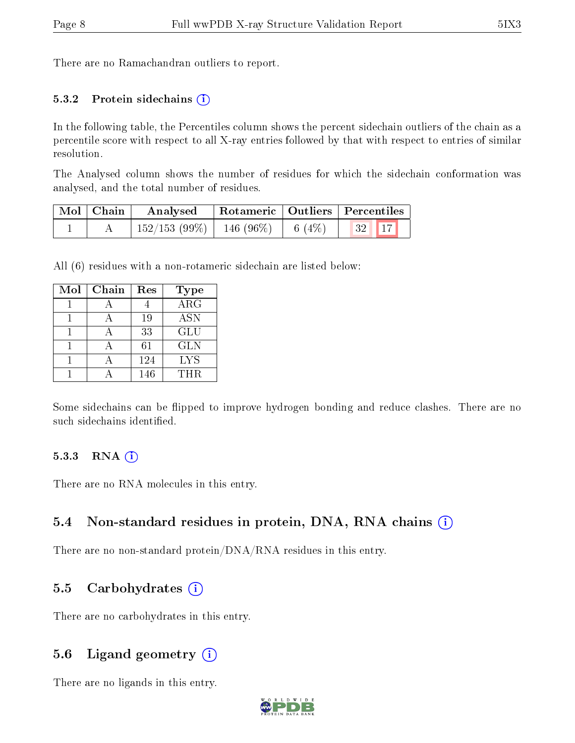There are no Ramachandran outliers to report.

### 5.3.2 Protein sidechains

In the following table, the Percentiles column shows the percent sidechain outliers of the chain as a percentile score with respect to all X-ray entries followed by that with respect to entries of similar resolution.

The Analysed column shows the number of residues for which the sidechain conformation was analysed, and the total number of residues.

| Mol | Chain | Analysed | Rotameric | Outliers | Percentiles | |
|---|---|---|---|---|---|---|
| 1 | A | 152/153 (99%) | 146 (96%) | 6 (4%) | 32 | 17 |

All (6) residues with a non-rotameric sidechain are listed below:

| Mol | Chain | Res | Type |
|---|---|---|---|
| 1 | A | 4 | ARG |
| 1 | A | 19 | ASN |
| 1 | A | 33 | GLU |
| 1 | A | 61 | GLN |
| 1 | A | 124 | LYS |
| 1 | A | 146 | THR |

Some sidechains can be flipped to improve hydrogen bonding and reduce clashes. There are no such sidechains identified.

### 5.3.3 RNA

There are no RNA molecules in this entry.

## 5.4 Non-standard residues in protein, DNA, RNA chains

There are no non-standard protein/DNA/RNA residues in this entry.

## 5.5 Carbohydrates

There are no carbohydrates in this entry.

## 5.6 Ligand geometry

There are no ligands in this entry.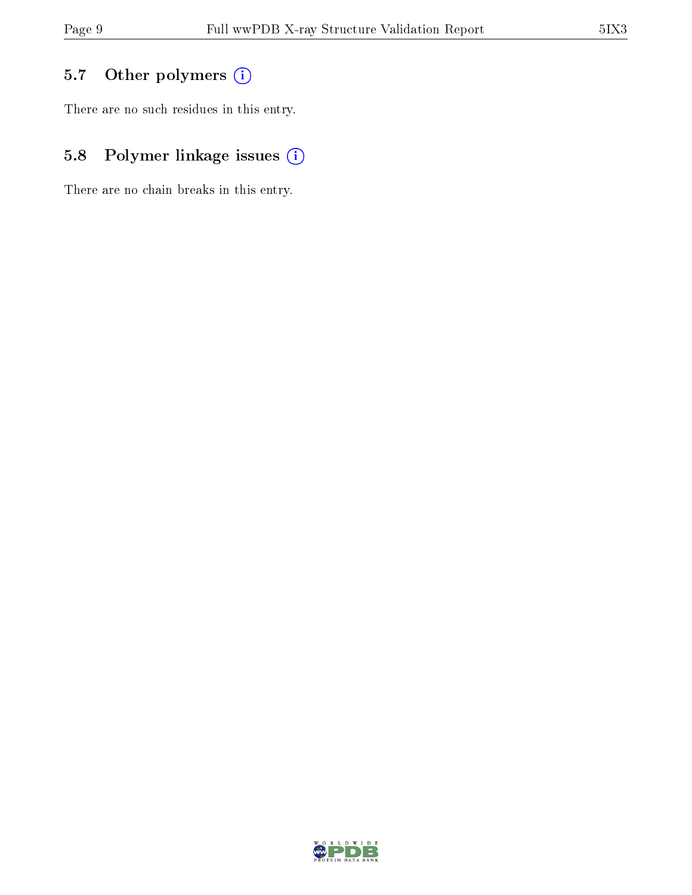### 5.7 Other polymers

There are no such residues in this entry.

### 5.8 Polymer linkage issues

There are no chain breaks in this entry.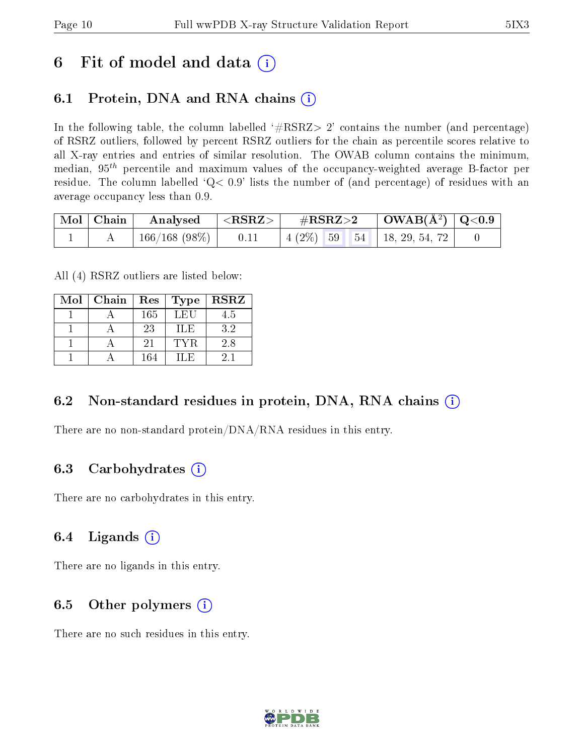# 6 Fit of model and data (i)

## 6.1 Protein, DNA and RNA chains (i)

In the following table, the column labelled '#RSRZ> 2' contains the number (and percentage) of RSRZ outliers, followed by percent RSRZ outliers for the chain as percentile scores relative to all X-ray entries and entries of similar resolution. The OWAB column contains the minimum, median, $95^{th}$ percentile and maximum values of the occupancy-weighted average B-factor per residue. The column labelled 'Q< 0.9' lists the number of (and percentage) of residues with an average occupancy less than 0.9.

| Mol | Chain | Analysed | <RSRZ> | #RSRZ>2 | | | OWAB(Å$^2$) | Q<0.9 |
|---|---|---|---|---|---|---|---|---|
| 1 | A | 166/168 (98%) | 0.11 | 4 (2%) | 59 | 54 | 18, 29, 54, 72 | 0 |

All (4) RSRZ outliers are listed below:

| Mol | Chain | Res | Type | RSRZ |
|---|---|---|---|---|
| 1 | A | 165 | LEU | 4.5 |
| 1 | A | 23 | ILE | 3.2 |
| 1 | A | 21 | TYR | 2.8 |
| 1 | A | 164 | ILE | 2.1 |

## 6.2 Non-standard residues in protein, DNA, RNA chains (i)

There are no non-standard protein/DNA/RNA residues in this entry.

## 6.3 Carbohydrates (i)

There are no carbohydrates in this entry.

## 6.4 Ligands (i)

There are no ligands in this entry.

## 6.5 Other polymers (i)

There are no such residues in this entry.